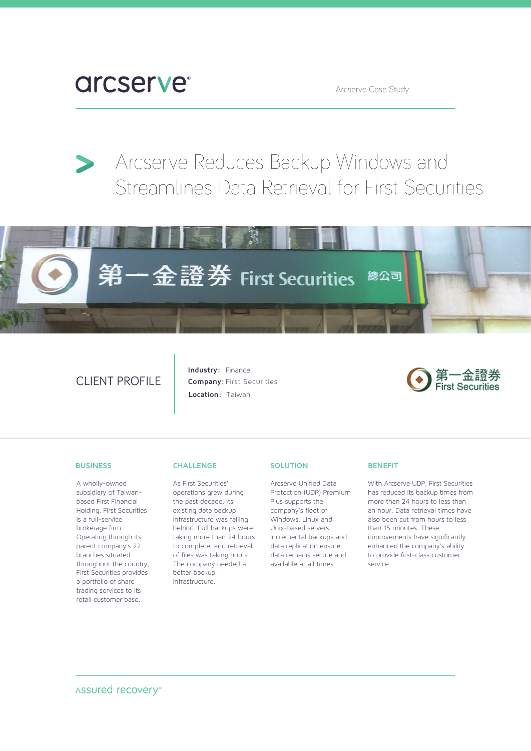arcserve

Arcserve Case Study

# Arcserve Reduces Backup Windows and Streamlines Data Retrieval for First Securities

## CLIENT PROFILE

**Industry:** Finance
**Company:** First Securities
**Location:** Taiwan

第一金證券 First Securities

### BUSINESS

A wholly-owned subsidiary of Taiwan-based First Financial Holding, First Securities is a full-service brokerage firm. Operating through its parent company's 22 branches situated throughout the country, First Securities provides a portfolio of share trading services to its retail customer base.

### CHALLENGE

As First Securities' operations grew during the past decade, its existing data backup infrastructure was falling behind. Full backups were taking more than 24 hours to complete, and retrieval of files was taking hours. The company needed a better backup infrastructure.

### SOLUTION

Arcserve Unified Data Protection (UDP) Premium Plus supports the company's fleet of Windows, Linux and Unix-based servers. Incremental backups and data replication ensure data remains secure and available at all times.

### BENEFIT

With Arcserve UDP, First Securities has reduced its backup times from more than 24 hours to less than an hour. Data retrieval times have also been cut from hours to less than 15 minutes. These improvements have significantly enhanced the company's ability to provide first-class customer service.

assured recovery™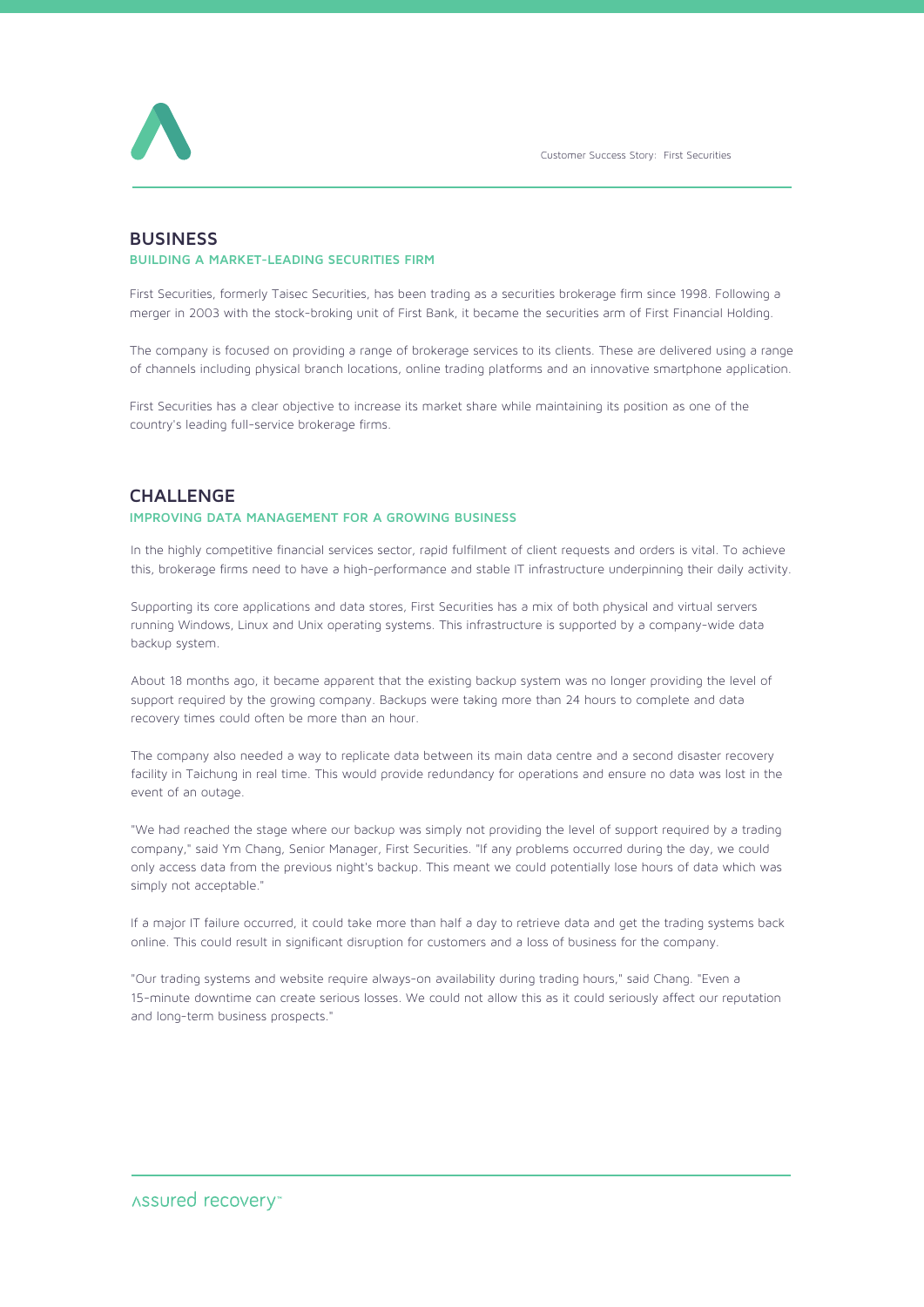## BUSINESS

### BUILDING A MARKET-LEADING SECURITIES FIRM

First Securities, formerly Taisec Securities, has been trading as a securities brokerage firm since 1998. Following a merger in 2003 with the stock-broking unit of First Bank, it became the securities arm of First Financial Holding.

The company is focused on providing a range of brokerage services to its clients. These are delivered using a range of channels including physical branch locations, online trading platforms and an innovative smartphone application.

First Securities has a clear objective to increase its market share while maintaining its position as one of the country's leading full-service brokerage firms.

## CHALLENGE

### IMPROVING DATA MANAGEMENT FOR A GROWING BUSINESS

In the highly competitive financial services sector, rapid fulfilment of client requests and orders is vital. To achieve this, brokerage firms need to have a high-performance and stable IT infrastructure underpinning their daily activity.

Supporting its core applications and data stores, First Securities has a mix of both physical and virtual servers running Windows, Linux and Unix operating systems. This infrastructure is supported by a company-wide data backup system.

About 18 months ago, it became apparent that the existing backup system was no longer providing the level of support required by the growing company. Backups were taking more than 24 hours to complete and data recovery times could often be more than an hour.

The company also needed a way to replicate data between its main data centre and a second disaster recovery facility in Taichung in real time. This would provide redundancy for operations and ensure no data was lost in the event of an outage.

"We had reached the stage where our backup was simply not providing the level of support required by a trading company," said Ym Chang, Senior Manager, First Securities. "If any problems occurred during the day, we could only access data from the previous night's backup. This meant we could potentially lose hours of data which was simply not acceptable."

If a major IT failure occurred, it could take more than half a day to retrieve data and get the trading systems back online. This could result in significant disruption for customers and a loss of business for the company.

"Our trading systems and website require always-on availability during trading hours," said Chang. "Even a 15-minute downtime can create serious losses. We could not allow this as it could seriously affect our reputation and long-term business prospects."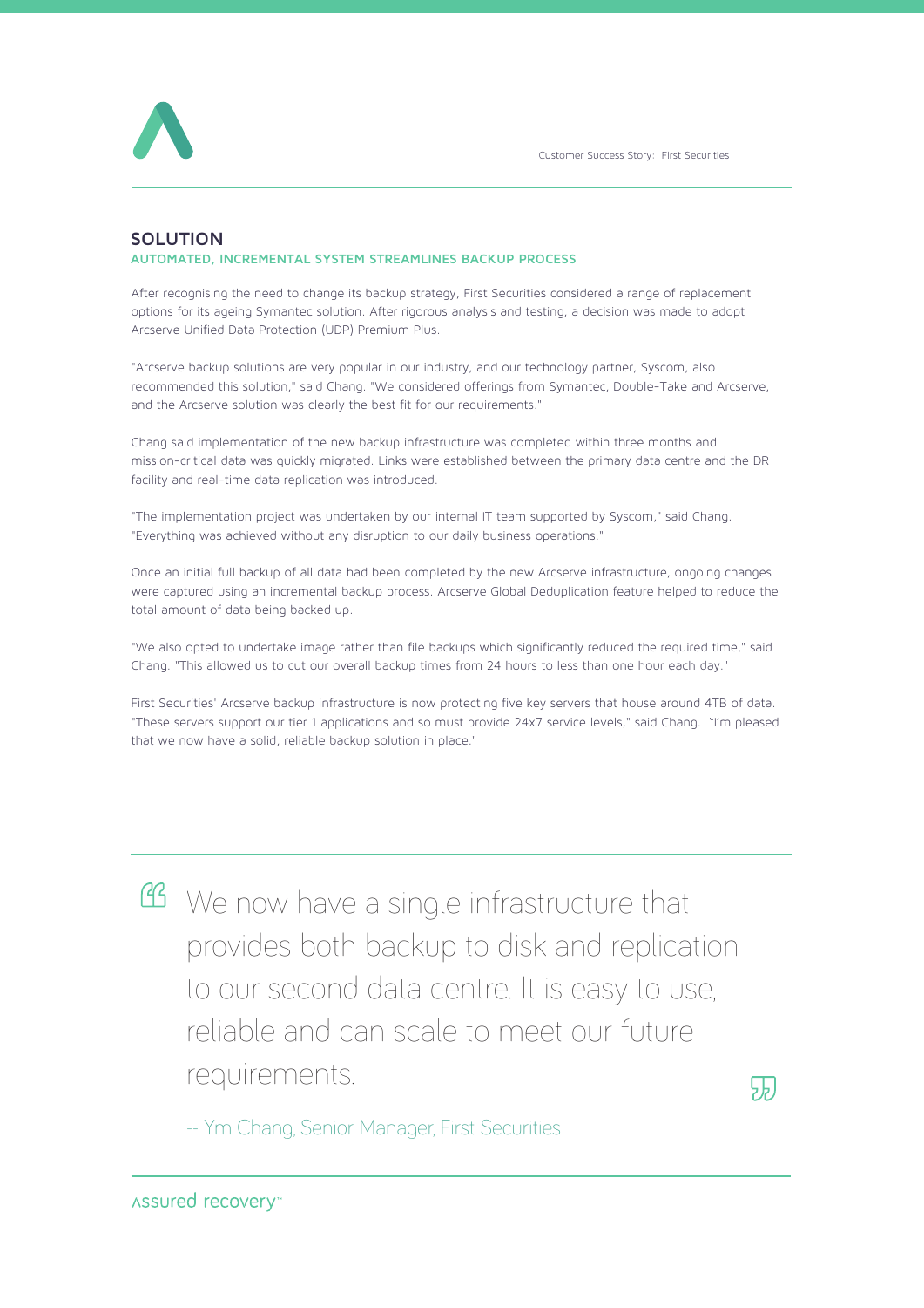## SOLUTION

### AUTOMATED, INCREMENTAL SYSTEM STREAMLINES BACKUP PROCESS

After recognising the need to change its backup strategy, First Securities considered a range of replacement options for its ageing Symantec solution. After rigorous analysis and testing, a decision was made to adopt Arcserve Unified Data Protection (UDP) Premium Plus.

"Arcserve backup solutions are very popular in our industry, and our technology partner, Syscom, also recommended this solution," said Chang. "We considered offerings from Symantec, Double-Take and Arcserve, and the Arcserve solution was clearly the best fit for our requirements."

Chang said implementation of the new backup infrastructure was completed within three months and mission-critical data was quickly migrated. Links were established between the primary data centre and the DR facility and real-time data replication was introduced.

"The implementation project was undertaken by our internal IT team supported by Syscom," said Chang. "Everything was achieved without any disruption to our daily business operations."

Once an initial full backup of all data had been completed by the new Arcserve infrastructure, ongoing changes were captured using an incremental backup process. Arcserve Global Deduplication feature helped to reduce the total amount of data being backed up.

"We also opted to undertake image rather than file backups which significantly reduced the required time," said Chang. "This allowed us to cut our overall backup times from 24 hours to less than one hour each day."

First Securities' Arcserve backup infrastructure is now protecting five key servers that house around 4TB of data. "These servers support our tier 1 applications and so must provide 24x7 service levels," said Chang. "I'm pleased that we now have a solid, reliable backup solution in place."

> We now have a single infrastructure that provides both backup to disk and replication to our second data centre. It is easy to use, reliable and can scale to meet our future requirements.
>
> -- Ym Chang, Senior Manager, First Securities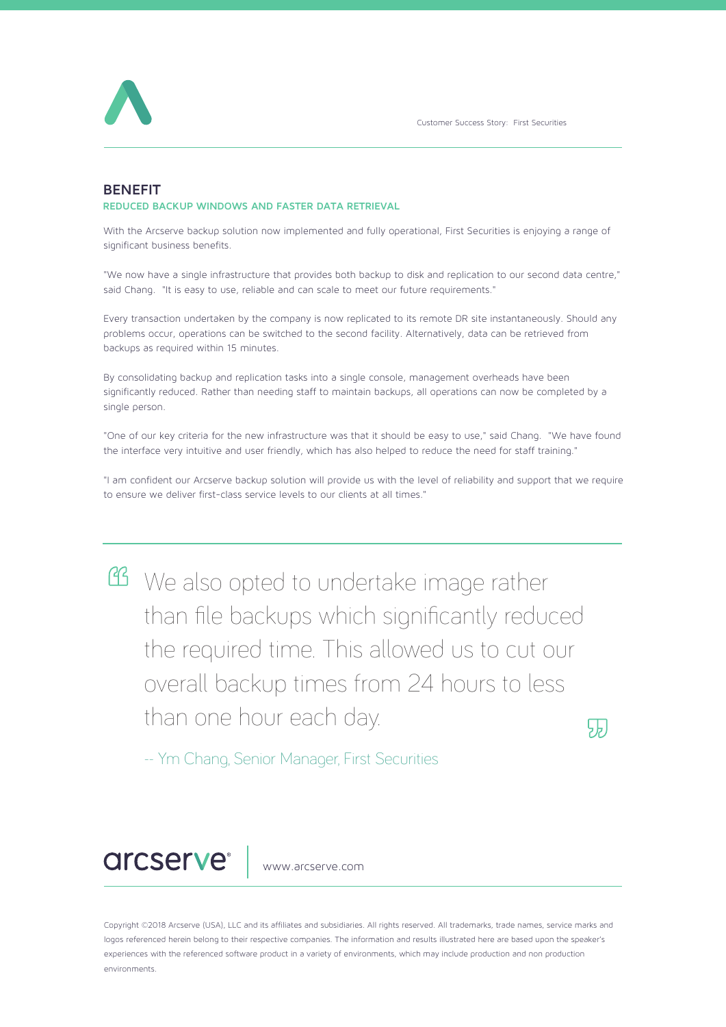## BENEFIT

### REDUCED BACKUP WINDOWS AND FASTER DATA RETRIEVAL

With the Arcserve backup solution now implemented and fully operational, First Securities is enjoying a range of significant business benefits.

"We now have a single infrastructure that provides both backup to disk and replication to our second data centre," said Chang. "It is easy to use, reliable and can scale to meet our future requirements."

Every transaction undertaken by the company is now replicated to its remote DR site instantaneously. Should any problems occur, operations can be switched to the second facility. Alternatively, data can be retrieved from backups as required within 15 minutes.

By consolidating backup and replication tasks into a single console, management overheads have been significantly reduced. Rather than needing staff to maintain backups, all operations can now be completed by a single person.

"One of our key criteria for the new infrastructure was that it should be easy to use," said Chang. "We have found the interface very intuitive and user friendly, which has also helped to reduce the need for staff training."

"I am confident our Arcserve backup solution will provide us with the level of reliability and support that we require to ensure we deliver first-class service levels to our clients at all times."

---

> We also opted to undertake image rather than file backups which significantly reduced the required time. This allowed us to cut our overall backup times from 24 hours to less than one hour each day.
>
> -- Ym Chang, Senior Manager, First Securities

arcserve® | www.arcserve.com

Copyright ©2018 Arcserve (USA), LLC and its affiliates and subsidiaries. All rights reserved. All trademarks, trade names, service marks and logos referenced herein belong to their respective companies. The information and results illustrated here are based upon the speaker's experiences with the referenced software product in a variety of environments, which may include production and non production environments.